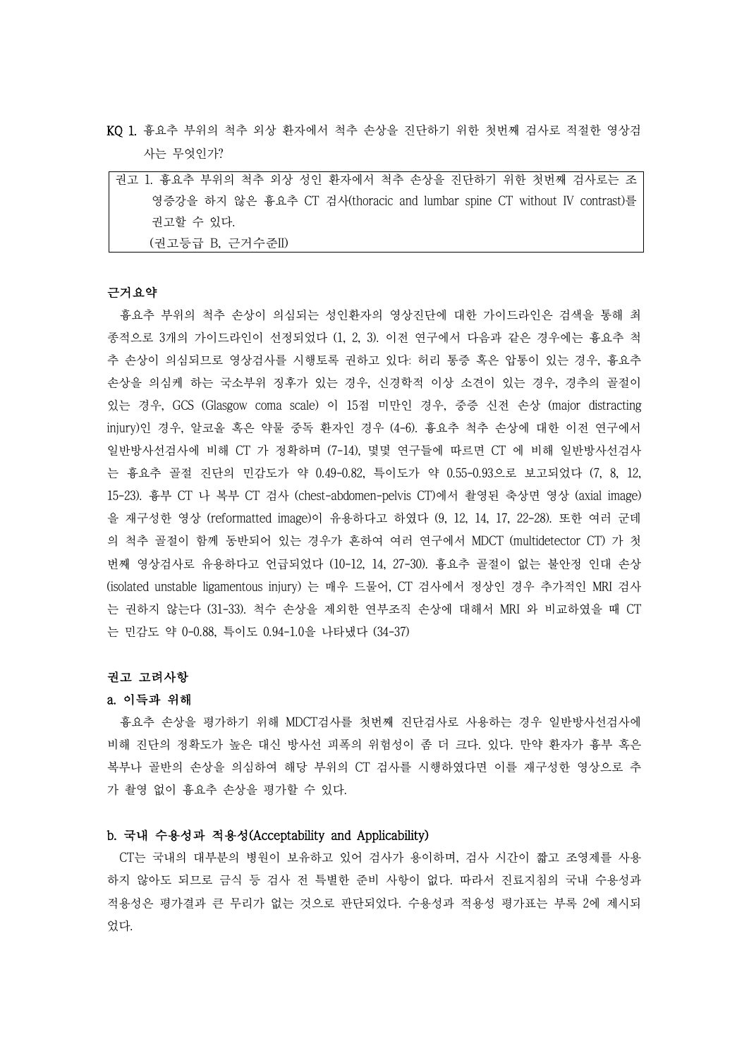**KQ 1. 흉요추 부위의 척추 외상 환자에서 척추 손상을 진단하기 위한 첫번째 검사로 적절한 영상검사는 무엇인가?**

| 권고 1. 흉요추 부위의 척추 외상 성인 환자에서 척추 손상을 진단하기 위한 첫번째 검사로는 조영증강을 하지 않은 흉요추 CT 검사(thoracic and lumbar spine CT without IV contrast)를 권고할 수 있다.<br>(권고등급 B, 근거수준II) |
|---|

**근거요약**

흉요추 부위의 척추 손상이 의심되는 성인환자의 영상진단에 대한 가이드라인은 검색을 통해 최종적으로 3개의 가이드라인이 선정되었다 (1, 2, 3). 이전 연구에서 다음과 같은 경우에는 흉요추 척추 손상이 의심되므로 영상검사를 시행토록 권하고 있다: 허리 통증 혹은 압통이 있는 경우, 흉요추 손상을 의심케 하는 국소부위 징후가 있는 경우, 신경학적 이상 소견이 있는 경우, 경추의 골절이 있는 경우, GCS (Glasgow coma scale) 이 15점 미만인 경우, 중증 신전 손상 (major distracting injury)인 경우, 알코올 혹은 약물 중독 환자인 경우 (4-6). 흉요추 척추 손상에 대한 이전 연구에서 일반방사선검사에 비해 CT 가 정확하며 (7-14), 몇몇 연구들에 따르면 CT 에 비해 일반방사선검사는 흉요추 골절 진단의 민감도가 약 0.49-0.82, 특이도가 약 0.55-0.93으로 보고되었다 (7, 8, 12, 15-23). 흉부 CT 나 복부 CT 검사 (chest-abdomen-pelvis CT)에서 촬영된 축상면 영상 (axial image)을 재구성한 영상 (reformatted image)이 유용하다고 하였다 (9, 12, 14, 17, 22-28). 또한 여러 군데의 척추 골절이 함께 동반되어 있는 경우가 흔하여 여러 연구에서 MDCT (multidetector CT) 가 첫번째 영상검사로 유용하다고 언급되었다 (10-12, 14, 27-30). 흉요추 골절이 없는 불안정 인대 손상 (isolated unstable ligamentous injury) 는 매우 드물어, CT 검사에서 정상인 경우 추가적인 MRI 검사는 권하지 않는다 (31-33). 척수 손상을 제외한 연부조직 손상에 대해서 MRI 와 비교하였을 때 CT 는 민감도 약 0-0.88, 특이도 0.94-1.0을 나타냈다 (34-37)

**권고 고려사항**

**a. 이득과 위해**

흉요추 손상을 평가하기 위해 MDCT검사를 첫번째 진단검사로 사용하는 경우 일반방사선검사에 비해 진단의 정확도가 높은 대신 방사선 피폭의 위험성이 좀 더 크다. 있다. 만약 환자가 흉부 혹은 복부나 골반의 손상을 의심하여 해당 부위의 CT 검사를 시행하였다면 이를 재구성한 영상으로 추가 촬영 없이 흉요추 손상을 평가할 수 있다.

**b. 국내 수용성과 적용성(Acceptability and Applicability)**

CT는 국내의 대부분의 병원이 보유하고 있어 검사가 용이하며, 검사 시간이 짧고 조영제를 사용하지 않아도 되므로 금식 등 검사 전 특별한 준비 사항이 없다. 따라서 진료지침의 국내 수용성과 적용성은 평가결과 큰 무리가 없는 것으로 판단되었다. 수용성과 적용성 평가표는 부록 2에 제시되었다.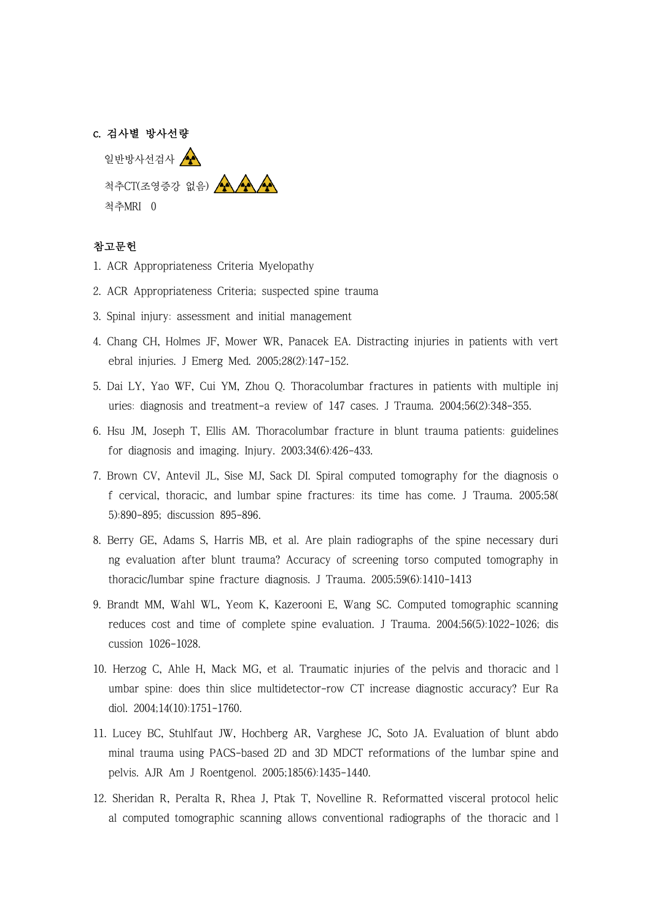c. 검사별 방사선량

일반방사선검사 ☢

척추CT(조영증강 없음) ☢☢☢

척추MRI 0

**참고문헌**

1. ACR Appropriateness Criteria Myelopathy
2. ACR Appropriateness Criteria; suspected spine trauma
3. Spinal injury: assessment and initial management
4. Chang CH, Holmes JF, Mower WR, Panacek EA. Distracting injuries in patients with vertebral injuries. J Emerg Med. 2005;28(2):147-152.
5. Dai LY, Yao WF, Cui YM, Zhou Q. Thoracolumbar fractures in patients with multiple injuries: diagnosis and treatment-a review of 147 cases. J Trauma. 2004;56(2):348-355.
6. Hsu JM, Joseph T, Ellis AM. Thoracolumbar fracture in blunt trauma patients: guidelines for diagnosis and imaging. Injury. 2003;34(6):426-433.
7. Brown CV, Antevil JL, Sise MJ, Sack DI. Spiral computed tomography for the diagnosis of cervical, thoracic, and lumbar spine fractures: its time has come. J Trauma. 2005;58(5):890-895; discussion 895-896.
8. Berry GE, Adams S, Harris MB, et al. Are plain radiographs of the spine necessary during evaluation after blunt trauma? Accuracy of screening torso computed tomography in thoracic/lumbar spine fracture diagnosis. J Trauma. 2005;59(6):1410-1413
9. Brandt MM, Wahl WL, Yeom K, Kazerooni E, Wang SC. Computed tomographic scanning reduces cost and time of complete spine evaluation. J Trauma. 2004;56(5):1022-1026; discussion 1026-1028.
10. Herzog C, Ahle H, Mack MG, et al. Traumatic injuries of the pelvis and thoracic and lumbar spine: does thin slice multidetector-row CT increase diagnostic accuracy? Eur Radiol. 2004;14(10):1751-1760.
11. Lucey BC, Stuhlfaut JW, Hochberg AR, Varghese JC, Soto JA. Evaluation of blunt abdominal trauma using PACS-based 2D and 3D MDCT reformations of the lumbar spine and pelvis. AJR Am J Roentgenol. 2005;185(6):1435-1440.
12. Sheridan R, Peralta R, Rhea J, Ptak T, Novelline R. Reformatted visceral protocol helical computed tomographic scanning allows conventional radiographs of the thoracic and l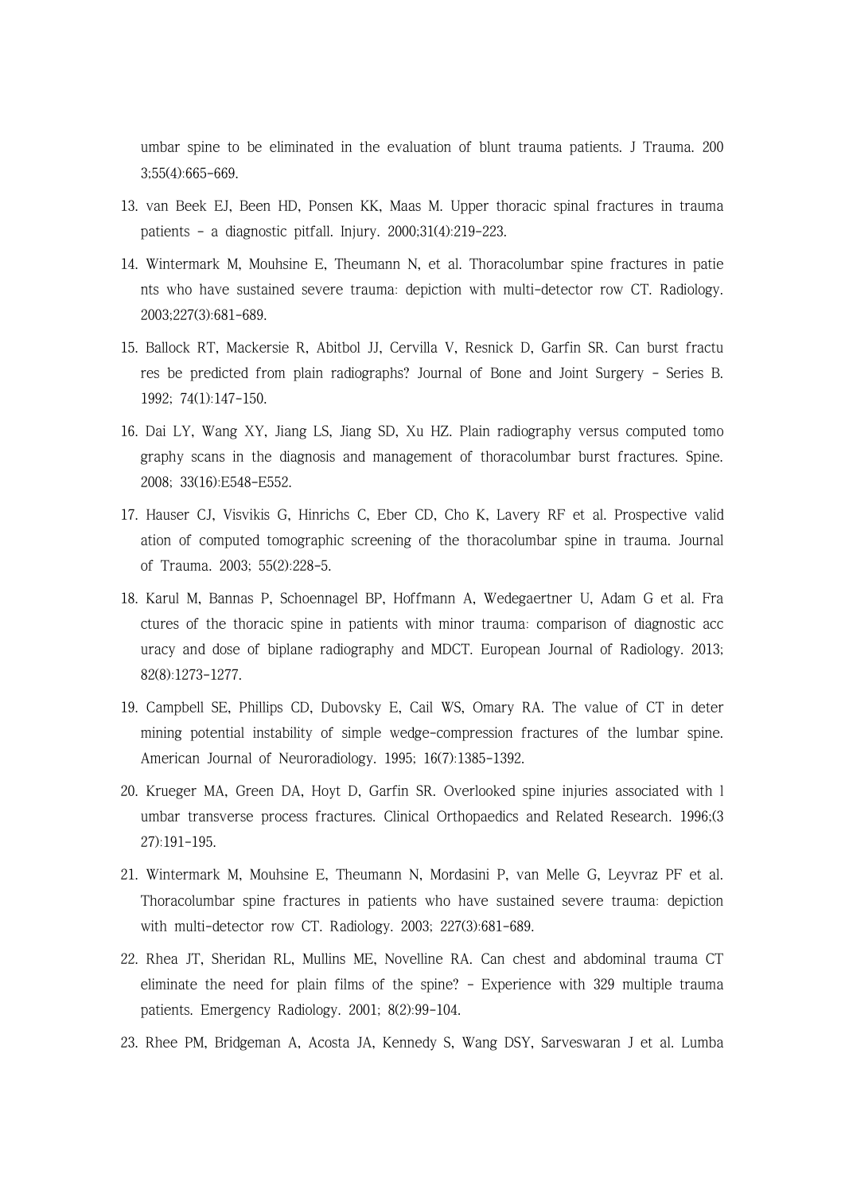umbar spine to be eliminated in the evaluation of blunt trauma patients. J Trauma. 2003;55(4):665-669.

13. van Beek EJ, Been HD, Ponsen KK, Maas M. Upper thoracic spinal fractures in trauma patients - a diagnostic pitfall. Injury. 2000;31(4):219-223.
14. Wintermark M, Mouhsine E, Theumann N, et al. Thoracolumbar spine fractures in patients who have sustained severe trauma: depiction with multi-detector row CT. Radiology. 2003;227(3):681-689.
15. Ballock RT, Mackersie R, Abitbol JJ, Cervilla V, Resnick D, Garfin SR. Can burst fractures be predicted from plain radiographs? Journal of Bone and Joint Surgery - Series B. 1992; 74(1):147-150.
16. Dai LY, Wang XY, Jiang LS, Jiang SD, Xu HZ. Plain radiography versus computed tomography scans in the diagnosis and management of thoracolumbar burst fractures. Spine. 2008; 33(16):E548-E552.
17. Hauser CJ, Visvikis G, Hinrichs C, Eber CD, Cho K, Lavery RF et al. Prospective validation of computed tomographic screening of the thoracolumbar spine in trauma. Journal of Trauma. 2003; 55(2):228-5.
18. Karul M, Bannas P, Schoennagel BP, Hoffmann A, Wedegaertner U, Adam G et al. Fractures of the thoracic spine in patients with minor trauma: comparison of diagnostic accuracy and dose of biplane radiography and MDCT. European Journal of Radiology. 2013; 82(8):1273-1277.
19. Campbell SE, Phillips CD, Dubovsky E, Cail WS, Omary RA. The value of CT in determining potential instability of simple wedge-compression fractures of the lumbar spine. American Journal of Neuroradiology. 1995; 16(7):1385-1392.
20. Krueger MA, Green DA, Hoyt D, Garfin SR. Overlooked spine injuries associated with lumbar transverse process fractures. Clinical Orthopaedics and Related Research. 1996;(327):191-195.
21. Wintermark M, Mouhsine E, Theumann N, Mordasini P, van Melle G, Leyvraz PF et al. Thoracolumbar spine fractures in patients who have sustained severe trauma: depiction with multi-detector row CT. Radiology. 2003; 227(3):681-689.
22. Rhea JT, Sheridan RL, Mullins ME, Novelline RA. Can chest and abdominal trauma CT eliminate the need for plain films of the spine? - Experience with 329 multiple trauma patients. Emergency Radiology. 2001; 8(2):99-104.
23. Rhee PM, Bridgeman A, Acosta JA, Kennedy S, Wang DSY, Sarveswaran J et al. Lumba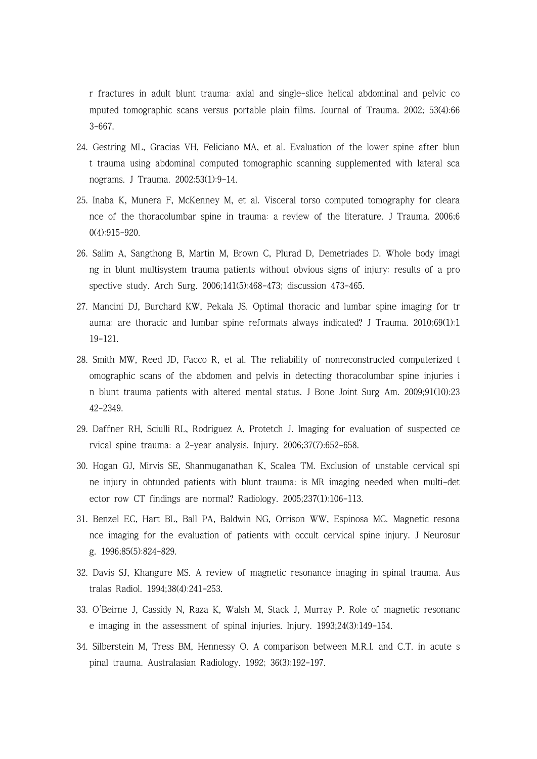r fractures in adult blunt trauma: axial and single-slice helical abdominal and pelvic computed tomographic scans versus portable plain films. Journal of Trauma. 2002; 53(4):663-667.

24. Gestring ML, Gracias VH, Feliciano MA, et al. Evaluation of the lower spine after blunt trauma using abdominal computed tomographic scanning supplemented with lateral scanograms. J Trauma. 2002;53(1):9-14.
25. Inaba K, Munera F, McKenney M, et al. Visceral torso computed tomography for clearance of the thoracolumbar spine in trauma: a review of the literature. J Trauma. 2006;60(4):915-920.
26. Salim A, Sangthong B, Martin M, Brown C, Plurad D, Demetriades D. Whole body imaging in blunt multisystem trauma patients without obvious signs of injury: results of a prospective study. Arch Surg. 2006;141(5):468-473; discussion 473-465.
27. Mancini DJ, Burchard KW, Pekala JS. Optimal thoracic and lumbar spine imaging for trauma: are thoracic and lumbar spine reformats always indicated? J Trauma. 2010;69(1):119-121.
28. Smith MW, Reed JD, Facco R, et al. The reliability of nonreconstructed computerized tomographic scans of the abdomen and pelvis in detecting thoracolumbar spine injuries in blunt trauma patients with altered mental status. J Bone Joint Surg Am. 2009;91(10):2342-2349.
29. Daffner RH, Sciulli RL, Rodriguez A, Protetch J. Imaging for evaluation of suspected cervical spine trauma: a 2-year analysis. Injury. 2006;37(7):652-658.
30. Hogan GJ, Mirvis SE, Shanmuganathan K, Scalea TM. Exclusion of unstable cervical spine injury in obtunded patients with blunt trauma: is MR imaging needed when multi-detector row CT findings are normal? Radiology. 2005;237(1):106-113.
31. Benzel EC, Hart BL, Ball PA, Baldwin NG, Orrison WW, Espinosa MC. Magnetic resonance imaging for the evaluation of patients with occult cervical spine injury. J Neurosurg. 1996;85(5):824-829.
32. Davis SJ, Khangure MS. A review of magnetic resonance imaging in spinal trauma. Australas Radiol. 1994;38(4):241-253.
33. O'Beirne J, Cassidy N, Raza K, Walsh M, Stack J, Murray P. Role of magnetic resonance imaging in the assessment of spinal injuries. Injury. 1993;24(3):149-154.
34. Silberstein M, Tress BM, Hennessy O. A comparison between M.R.I. and C.T. in acute spinal trauma. Australasian Radiology. 1992; 36(3):192-197.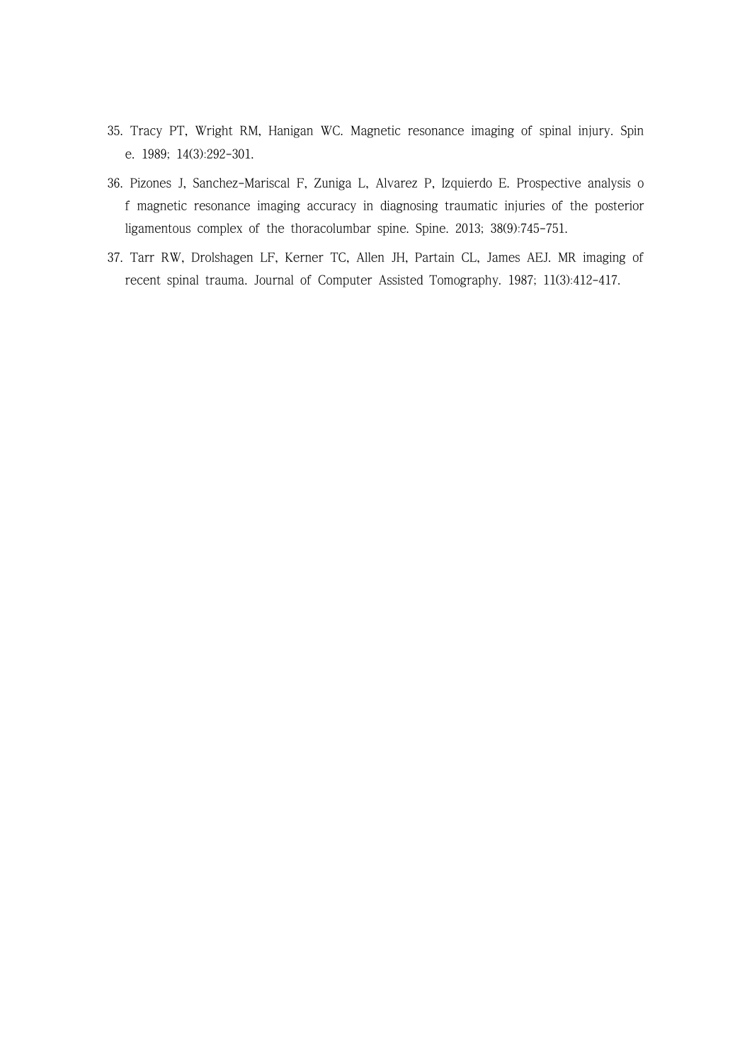35. Tracy PT, Wright RM, Hanigan WC. Magnetic resonance imaging of spinal injury. Spine. 1989; 14(3):292-301.
36. Pizones J, Sanchez-Mariscal F, Zuniga L, Alvarez P, Izquierdo E. Prospective analysis of magnetic resonance imaging accuracy in diagnosing traumatic injuries of the posterior ligamentous complex of the thoracolumbar spine. Spine. 2013; 38(9):745-751.
37. Tarr RW, Drolshagen LF, Kerner TC, Allen JH, Partain CL, James AEJ. MR imaging of recent spinal trauma. Journal of Computer Assisted Tomography. 1987; 11(3):412-417.